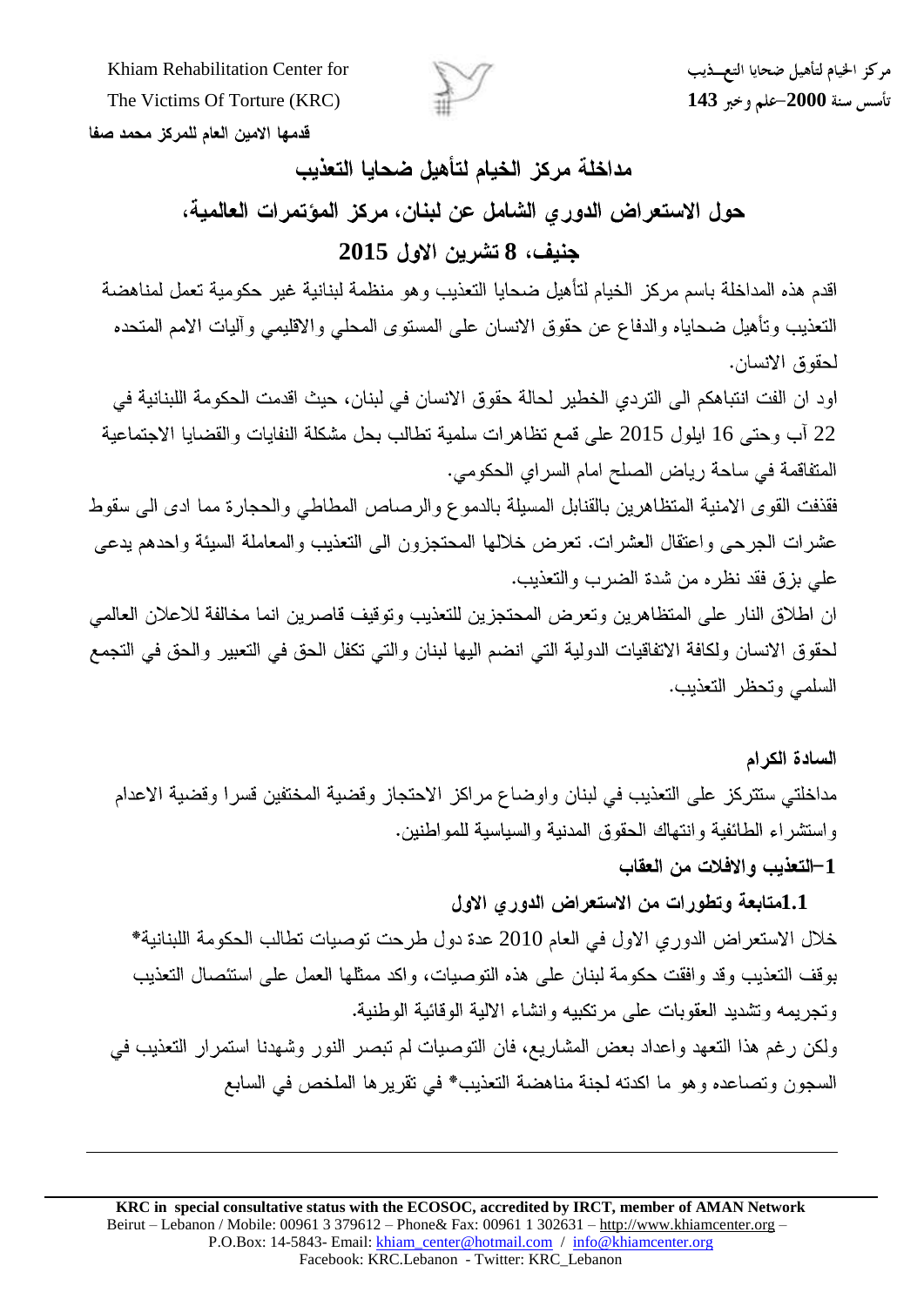قدمها الامين العام للمركز محمد صفا

# مداخلة مركز الخيام لتأهيل ضحايا التعذيب

## حول الاستعراض الدوري الشامل عن لبنان، مركز المؤتمرات العالمية،

## جنيف، 8 تشرين الاول 2015

اقدم هذه المداخلة باسم مركز الخيام لتأهيل ضحايا التعذيب وهو منظمة لبنانية غير حكومية تعمل لمناهضة التعذيب وتأهيل ضحاياه والدفاع عن حقوق الانسان على المستوى المحلي والاقليمي وآليات الامم المتحده لحقوق الانسان.

اود ان الفت انتباهكم الى التردي الخطير لحالة حقوق الانسان في لبنان، حيث اقدمت الحكومة اللبنانية في 22 آب وحتى 16 ايلول 2015 على قمع تظاهرات سلمية تطالب بحل مشكلة النفايات والقضايا الاجتماعية المتفاقمة في ساحة رياض الصلح امام السراي الحكومي.

فقذفت القوى الامنية المتظاهرين بالقنابل المسيلة بالدموع والرصاص المطاطي والحجارة مما ادى الى سقوط عشرات الجرحى واعتقال العشرات. تعرض خلالها المحتجزون الى التعذيب والمعاملة السيئة واحدهم يدعى علي بزق فقد نظره من شدة الضرب والتعذيب.

ان اطلاق النار على المتظاهرين وتعرض المحتجزين للتعذيب وتوقيف قاصرين انما مخالفة للاعلان العالمي لحقوق الانسان ولكافة الاتفاقيات الدولية التي انضم اليها لبنان والتي تكفل الحق في التعبير والحق في التجمع السلمي وتحظر التعذيب.

**السادة الكرام**

مداخلتي ستتركز على التعذيب في لبنان واوضاع مراكز الاحتجاز وقضية المختفين قسرا وقضية الاعدام واستشراء الطائفية وانتهاك الحقوق المدنية والسياسية للمواطنين.

### 1-التعذيب والافلات من العقاب

#### 1.1متابعة وتطورات من الاستعراض الدوري الاول

خلال الاستعراض الدوري الاول في العام 2010 عدة دول طرحت توصيات تطالب الحكومة اللبنانية* بوقف التعذيب وقد وافقت حكومة لبنان على هذه التوصيات، واكد ممثلها العمل على استئصال التعذيب وتجريمه وتشديد العقوبات على مرتكبيه وانشاء الالية الوقائية الوطنية.

ولكن رغم هذا التعهد واعداد بعض المشاريع، فان التوصيات لم تبصر النور وشهدنا استمرار التعذيب في السجون وتصاعده وهو ما اكدته لجنة مناهضة التعذيب* في تقريرها الملخص في السابع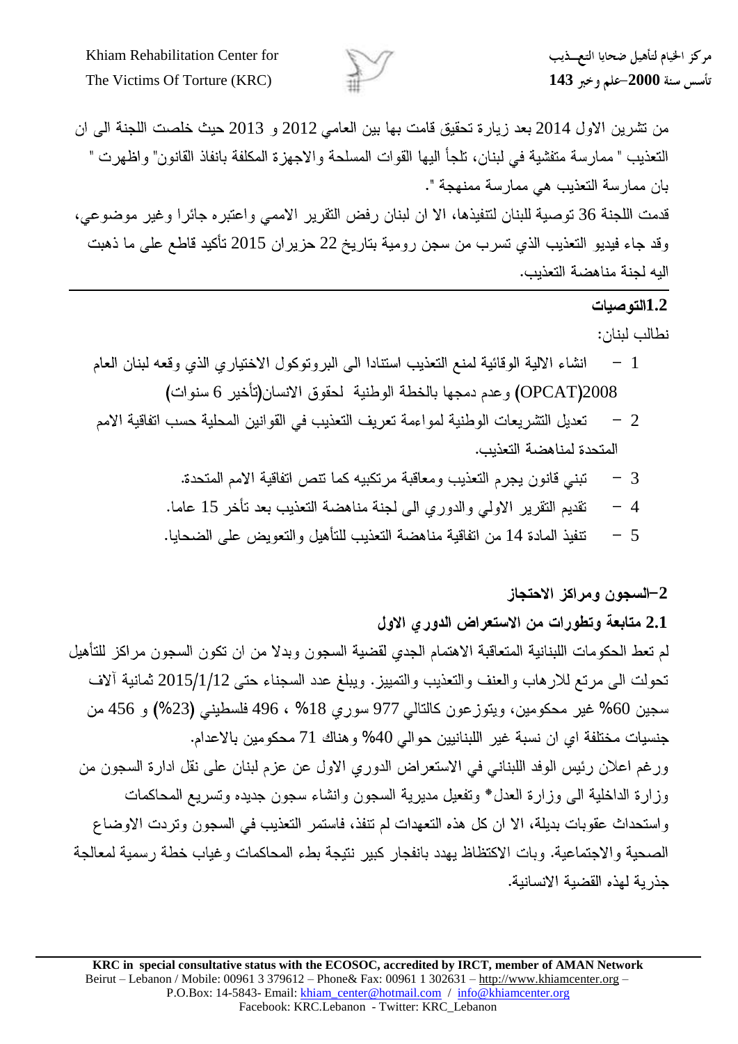من تشرين الاول 2014 بعد زيارة تحقيق قامت بها بين العامي 2012 و 2013 حيث خلصت اللجنة الى ان التعذيب " ممارسة متفشية في لبنان، تلجأ اليها القوات المسلحة والاجهزة المكلفة بانفاذ القانون" واظهرت " بان ممارسة التعذيب هي ممارسة ممنهجة ".

قدمت اللجنة 36 توصية للبنان لتنفيذها، الا ان لبنان رفض التقرير الاممي واعتبره جائرا وغير موضوعي، وقد جاء فيديو التعذيب الذي تسرب من سجن رومية بتاريخ 22 حزيران 2015 تأكيد قاطع على ما ذهبت اليه لجنة مناهضة التعذيب.

### 1.2التوصيات

نطالب لبنان:

1 – انشاء الالية الوقائية لمنع التعذيب استنادا الى البروتوكول الاختياري الذي وقعه لبنان العام 2008(OPCAT) وعدم دمجها بالخطة الوطنية لحقوق الانسان(تأخير 6 سنوات)

2 – تعديل التشريعات الوطنية لمواءمة تعريف التعذيب في القوانين المحلية حسب اتفاقية الامم المتحدة لمناهضة التعذيب.

3 – تبني قانون يجرم التعذيب ومعاقبة مرتكبيه كما تنص اتفاقية الامم المتحدة.

4 – تقديم التقرير الاولي والدوري الى لجنة مناهضة التعذيب بعد تأخر 15 عاما.

5 – تنفيذ المادة 14 من اتفاقية مناهضة التعذيب للتأهيل والتعويض على الضحايا.

## 2–السجون ومراكز الاحتجاز

### 2.1 متابعة وتطورات من الاستعراض الدوري الاول

لم تعط الحكومات اللبنانية المتعاقبة الاهتمام الجدي لقضية السجون وبدلا من ان تكون السجون مراكز للتأهيل تحولت الى مرتع للارهاب والعنف والتعذيب والتمييز. ويبلغ عدد السجناء حتى 2015/1/12 ثمانية آلاف سجين 60% غير محكومين، ويتوزعون كالتالي 977 سوري 18% ، 496 فلسطيني (23%) و 456 من جنسيات مختلفة اي ان نسبة غير اللبنانيين حوالي 40% وهناك 71 محكومين بالاعدام.

ورغم اعلان رئيس الوفد اللبناني في الاستعراض الدوري الاول عن عزم لبنان على نقل ادارة السجون من وزارة الداخلية الى وزارة العدل* وتفعيل مديرية السجون وانشاء سجون جديده وتسريع المحاكمات واستحداث عقوبات بديلة، الا ان كل هذه التعهدات لم تنفذ، فاستمر التعذيب في السجون وتردت الاوضاع الصحية والاجتماعية. وبات الاكتظاظ يهدد بانفجار كبير نتيجة بطء المحاكمات وغياب خطة رسمية لمعالجة جذرية لهذه القضية الانسانية.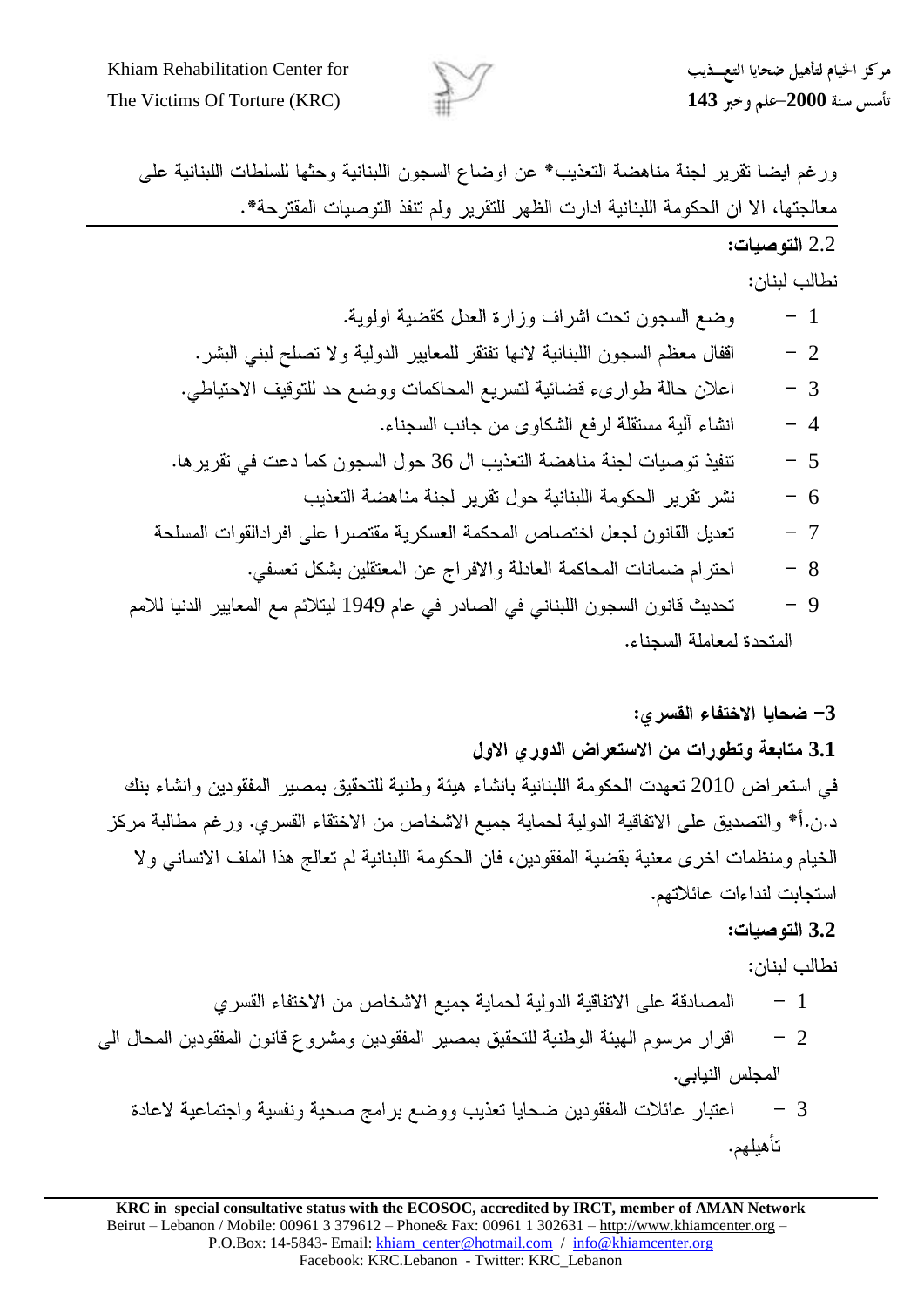ورغم ايضا تقرير لجنة مناهضة التعذيب* عن اوضاع السجون اللبنانية وحثها للسلطات اللبنانية على معالجتها، الا ان الحكومة اللبنانية ادارت الظهر للتقرير ولم تنفذ التوصيات المقترحة*.

**2.2 التوصيات:**

نطالب لبنان:

1 - وضع السجون تحت اشراف وزارة العدل كقضية اولوية.
2 - اقفال معظم السجون اللبنانية لانها تفتقر للمعايير الدولية ولا تصلح لبني البشر.
3 - اعلان حالة طوارىء قضائية لتسريع المحاكمات ووضع حد للتوقيف الاحتياطي.
4 - انشاء آلية مستقلة لرفع الشكاوى من جانب السجناء.
5 - تنفيذ توصيات لجنة مناهضة التعذيب ال 36 حول السجون كما دعت في تقريرها.
6 - نشر تقرير الحكومة اللبنانية حول تقرير لجنة مناهضة التعذيب
7 - تعديل القانون لجعل اختصاص المحكمة العسكرية مقتصرا على افرادالقوات المسلحة
8 - احترام ضمانات المحاكمة العادلة والافراج عن المعتقلين بشكل تعسفي.
9 - تحديث قانون السجون اللبناني في الصادر في عام 1949 ليتلائم مع المعايير الدنيا للامم المتحدة لمعاملة السجناء.

**3- ضحايا الاختفاء القسري:**

**3.1 متابعة وتطورات من الاستعراض الدوري الاول**

في استعراض 2010 تعهدت الحكومة اللبنانية بانشاء هيئة وطنية للتحقيق بمصير المفقودين وانشاء بنك د.ن.أ* والتصديق على الاتفاقية الدولية لحماية جميع الاشخاص من الاختفاء القسري. ورغم مطالبة مركز الخيام ومنظمات اخرى معنية بقضية المفقودين، فان الحكومة اللبنانية لم تعالج هذا الملف الانساني ولا استجابت لنداءات عائلاتهم.

**3.2 التوصيات:**

نطالب لبنان:

1 - المصادقة على الاتفاقية الدولية لحماية جميع الاشخاص من الاختفاء القسري
2 - اقرار مرسوم الهيئة الوطنية للتحقيق بمصير المفقودين ومشروع قانون المفقودين المحال الى المجلس النيابي.
3 - اعتبار عائلات المفقودين ضحايا تعذيب ووضع برامج صحية ونفسية واجتماعية لاعادة تأهيلهم.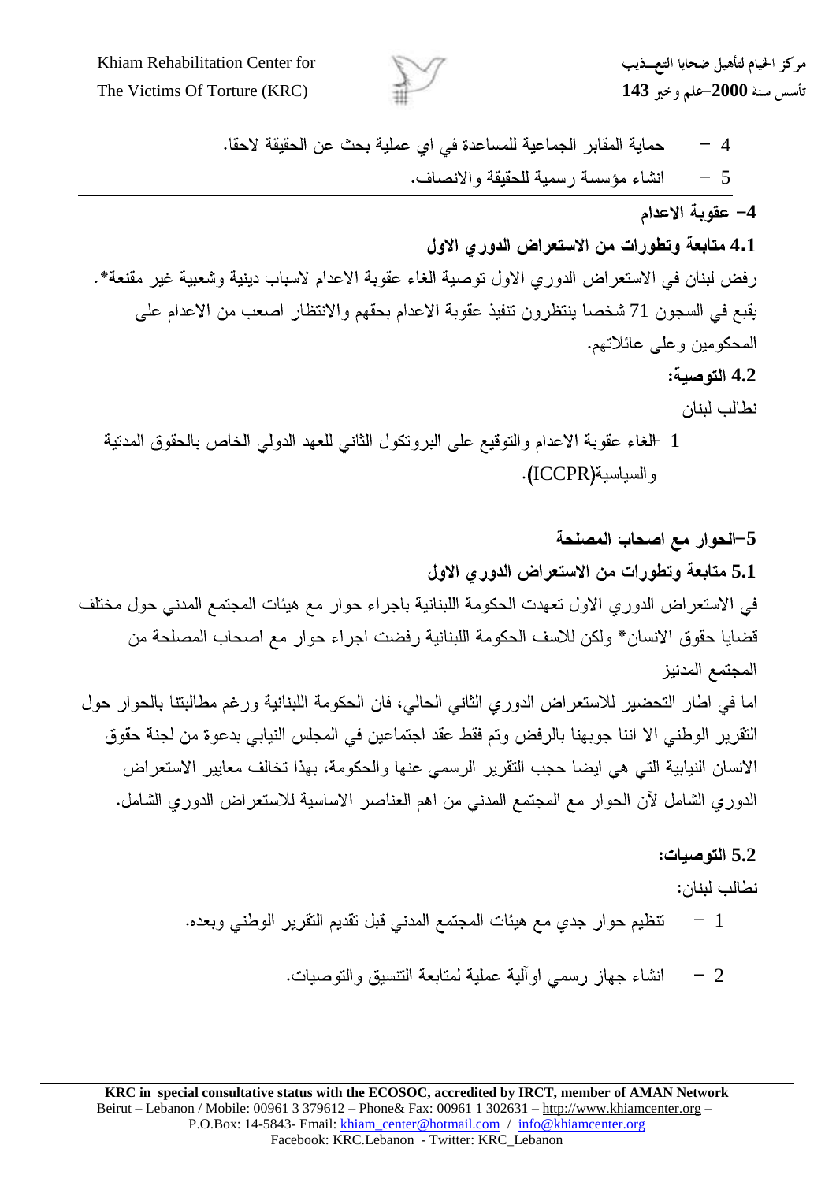4 – حماية المقابر الجماعية للمساعدة في اي عملية بحث عن الحقيقة لاحقا.

5 – انشاء مؤسسة رسمية للحقيقة والانصاف.

---

## 4- عقوبة الاعدام

### 4.1 متابعة وتطورات من الاستعراض الدوري الاول

رفض لبنان في الاستعراض الدوري الاول توصية الغاء عقوبة الاعدام لاسباب دينية وشعبية غير مقنعة*. يقبع في السجون 71 شخصا ينتظرون تنفيذ عقوبة الاعدام بحقهم والانتظار اصعب من الاعدام على المحكومين وعلى عائلاتهم.

### 4.2 التوصية:

نطالب لبنان

1 - الغاء عقوبة الاعدام والتوقيع على البروتكول الثاني للعهد الدولي الخاص بالحقوق المدنية والسياسية(**ICCPR**).

## 5-الحوار مع اصحاب المصلحة

### 5.1 متابعة وتطورات من الاستعراض الدوري الاول

في الاستعراض الدوري الاول تعهدت الحكومة اللبنانية باجراء حوار مع هيئات المجتمع المدني حول مختلف قضايا حقوق الانسان* ولكن للاسف الحكومة اللبنانية رفضت اجراء حوار مع اصحاب المصلحة من المجتمع المدنيز

اما في اطار التحضير للاستعراض الدوري الثاني الحالي، فان الحكومة اللبنانية ورغم مطالبتنا بالحوار حول التقرير الوطني الا اننا جوبهنا بالرفض وتم فقط عقد اجتماعين في المجلس النيابي بدعوة من لجنة حقوق الانسان النيابية التي هي ايضا حجب التقرير الرسمي عنها والحكومة، بهذا تخالف معايير الاستعراض الدوري الشامل لآن الحوار مع المجتمع المدني من اهم العناصر الاساسية للاستعراض الدوري الشامل.

### 5.2 التوصيات:

نطالب لبنان:

1 – تنظيم حوار جدي مع هيئات المجتمع المدني قبل تقديم التقرير الوطني وبعده.

2 – انشاء جهاز رسمي اوآلية عملية لمتابعة التنسيق والتوصيات.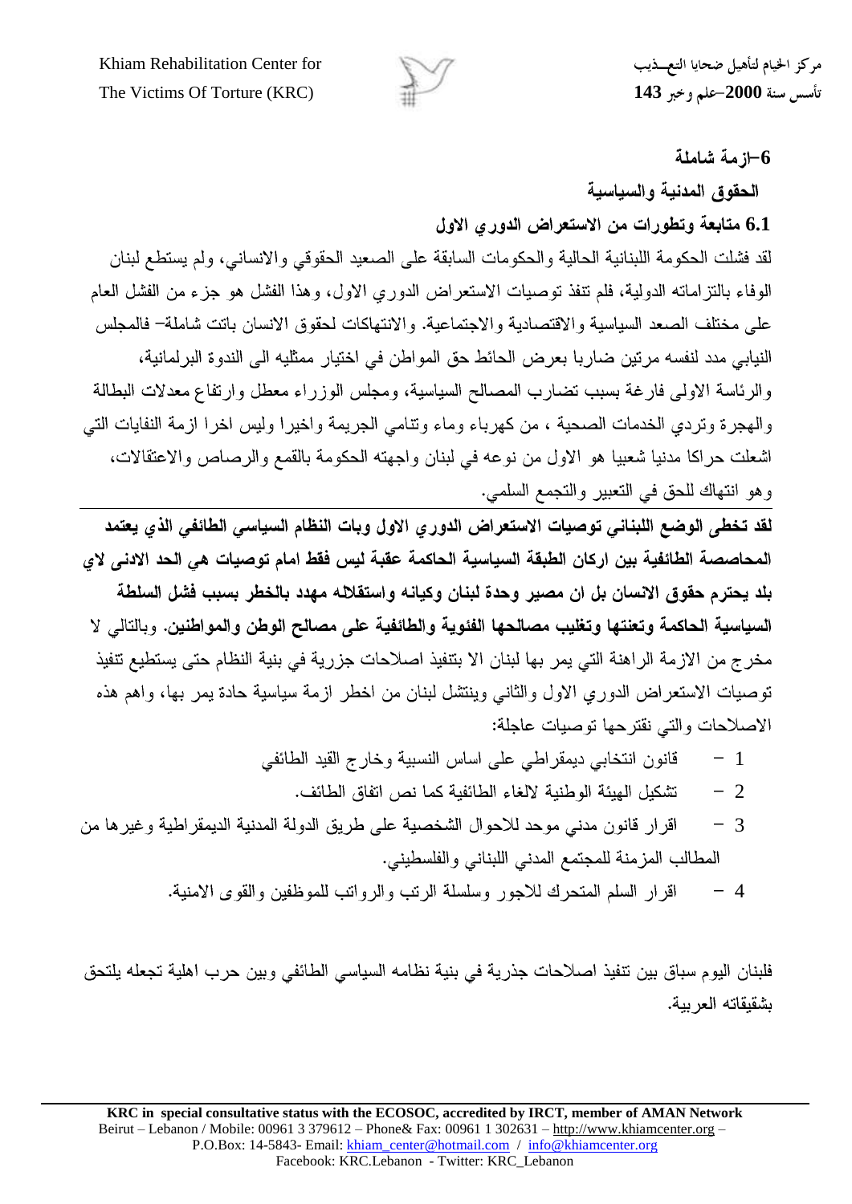### 6–ازمة شاملة

### الحقوق المدنية والسياسية

### 6.1 متابعة وتطورات من الاستعراض الدوري الاول

لقد فشلت الحكومة اللبنانية الحالية والحكومات السابقة على الصعيد الحقوقي والانساني، ولم يستطع لبنان الوفاء بالتزاماته الدولية، فلم تنفذ توصيات الاستعراض الدوري الاول، وهذا الفشل هو جزء من الفشل العام على مختلف الصعد السياسية والاقتصادية والاجتماعية. والانتهاكات لحقوق الانسان باتت شاملة– فالمجلس النيابي مدد لنفسه مرتين ضاربا بعرض الحائط حق المواطن في اختيار ممثليه الى الندوة البرلمانية، والرئاسة الاولى فارغة بسبب تضارب المصالح السياسية، ومجلس الوزراء معطل وارتفاع معدلات البطالة والهجرة وتردي الخدمات الصحية ، من كهرباء وماء وتنامي الجريمة واخيرا وليس اخرا ازمة النفايات التي اشعلت حراكا مدنيا شعبيا هو الاول من نوعه في لبنان واجهته الحكومة بالقمع والرصاص والاعتقالات، وهو انتهاك للحق في التعبير والتجمع السلمي.

---

**لقد تخطى الوضع اللبناني توصيات الاستعراض الدوري الاول وبات النظام السياسي الطائفي الذي يعتمد المحاصصة الطائفية بين اركان الطبقة السياسية الحاكمة عقبة ليس فقط امام توصيات هي الحد الادنى لاي بلد يحترم حقوق الانسان بل ان مصير وحدة لبنان وكيانه واستقلاله مهدد بالخطر بسبب فشل السلطة السياسية الحاكمة وتعنتها وتغليب مصالحها الفئوية والطائفية على مصالح الوطن والمواطنين.** وبالتالي لا مخرج من الازمة الراهنة التي يمر بها لبنان الا بتنفيذ اصلاحات جزرية في بنية النظام حتى يستطيع تنفيذ توصيات الاستعراض الدوري الاول والثاني وينتشل لبنان من اخطر ازمة سياسية حادة يمر بها، واهم هذه الاصلاحات والتي نقترحها توصيات عاجلة:

1 – قانون انتخابي ديمقراطي على اساس النسبية وخارج القيد الطائفي

2 – تشكيل الهيئة الوطنية لالغاء الطائفية كما نص اتفاق الطائف.

3 – اقرار قانون مدني موحد للاحوال الشخصية على طريق الدولة المدنية الديمقراطية وغيرها من المطالب المزمنة للمجتمع المدني اللبناني والفلسطيني.

4 – اقرار السلم المتحرك للاجور وسلسلة الرتب والرواتب للموظفين والقوى الامنية.

فلبنان اليوم سباق بين تنفيذ اصلاحات جذرية في بنية نظامه السياسي الطائفي وبين حرب اهلية تجعله يلتحق بشقيقاته العربية.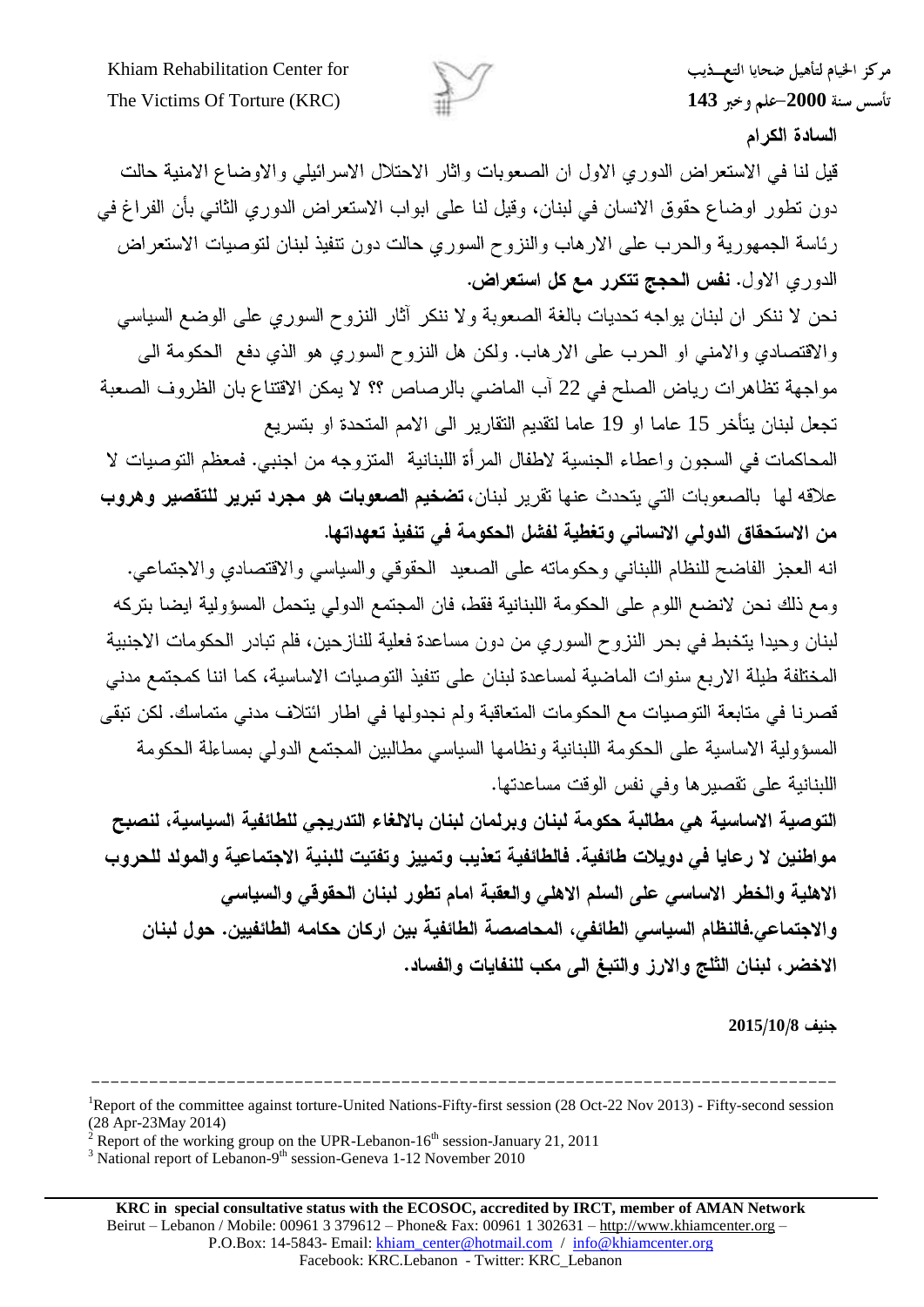**السادة الكرام**

قيل لنا في الاستعراض الدوري الاول ان الصعوبات واثار الاحتلال الاسرائيلي والاوضاع الامنية حالت دون تطور اوضاع حقوق الانسان في لبنان، وقيل لنا على ابواب الاستعراض الدوري الثاني بأن الفراغ في رئاسة الجمهورية والحرب على الارهاب والنزوح السوري حالت دون تنفيذ لبنان لتوصيات الاستعراض الدوري الاول. **نفس الحجج تتكرر مع كل استعراض.**

نحن لا ننكر ان لبنان يواجه تحديات بالغة الصعوبة ولا ننكر آثار النزوح السوري على الوضع السياسي والاقتصادي والامني او الحرب على الارهاب. ولكن هل النزوح السوري هو الذي دفع الحكومة الى مواجهة تظاهرات رياض الصلح في 22 آب الماضي بالرصاص ؟؟ لا يمكن الاقتناع بان الظروف الصعبة تجعل لبنان يتأخر 15 عاما او 19 عاما لتقديم التقارير الى الامم المتحدة او بتسريع المحاكمات في السجون واعطاء الجنسية لاطفال المرأة اللبنانية المتزوجه من اجنبي. فمعظم التوصيات لا علاقه لها بالصعوبات التي يتحدث عنها تقرير لبنان، **تضخيم الصعوبات هو مجرد تبرير للتقصير وهروب من الاستحقاق الدولي الانساني وتغطية لفشل الحكومة في تنفيذ تعهداتها.**

انه العجز الفاضح للنظام اللبناني وحكوماته على الصعيد الحقوقي والسياسي والاقتصادي والاجتماعي. ومع ذلك نحن لانضع اللوم على الحكومة اللبنانية فقط، فان المجتمع الدولي يتحمل المسؤولية ايضا بتركه لبنان وحيدا يتخبط في بحر النزوح السوري من دون مساعدة فعلية للنازحين، فلم تبادر الحكومات الاجنبية المختلفة طيلة السنوات الاربع الماضية لمساعدة لبنان على تنفيذ التوصيات الاساسية، كما اننا كمجتمع مدني قصرنا في متابعة التوصيات مع الحكومات المتعاقبة ولم نجدولها في اطار ائتلاف مدني متماسك. لكن تبقى المسؤولية الاساسية على الحكومة اللبنانية ونظامها السياسي مطالبين المجتمع الدولي بمساءلة الحكومة اللبنانية على تقصيرها وفي نفس الوقت مساعدتها.

**التوصية الاساسية هي مطالبة حكومة لبنان وبرلمان لبنان بالالغاء التدريجي للطائفية السياسية، لنصبح مواطنين لا رعايا في دويلات طائفية. فالطائفية تعذيب وتمييز وتفتيت للبنية الاجتماعية والمولد للحروب الاهلية والخطر الاساسي على السلم الاهلي والعقبة امام تطور لبنان الحقوقي والسياسي والاجتماعي.فالنظام السياسي الطائفي، المحاصصة الطائفية بين اركان حكامه الطائفيين. حول لبنان الاخضر، لبنان الثلج والارز والتبغ الى مكب للنفايات والفساد.**

**جنيف 2015/10/8**

---

[1]Report of the committee against torture-United Nations-Fifty-first session (28 Oct-22 Nov 2013) - Fifty-second session (28 Apr-23May 2014)

[2] Report of the working group on the UPR-Lebanon-16th session-January 21, 2011

[3] National report of Lebanon-9th session-Geneva 1-12 November 2010